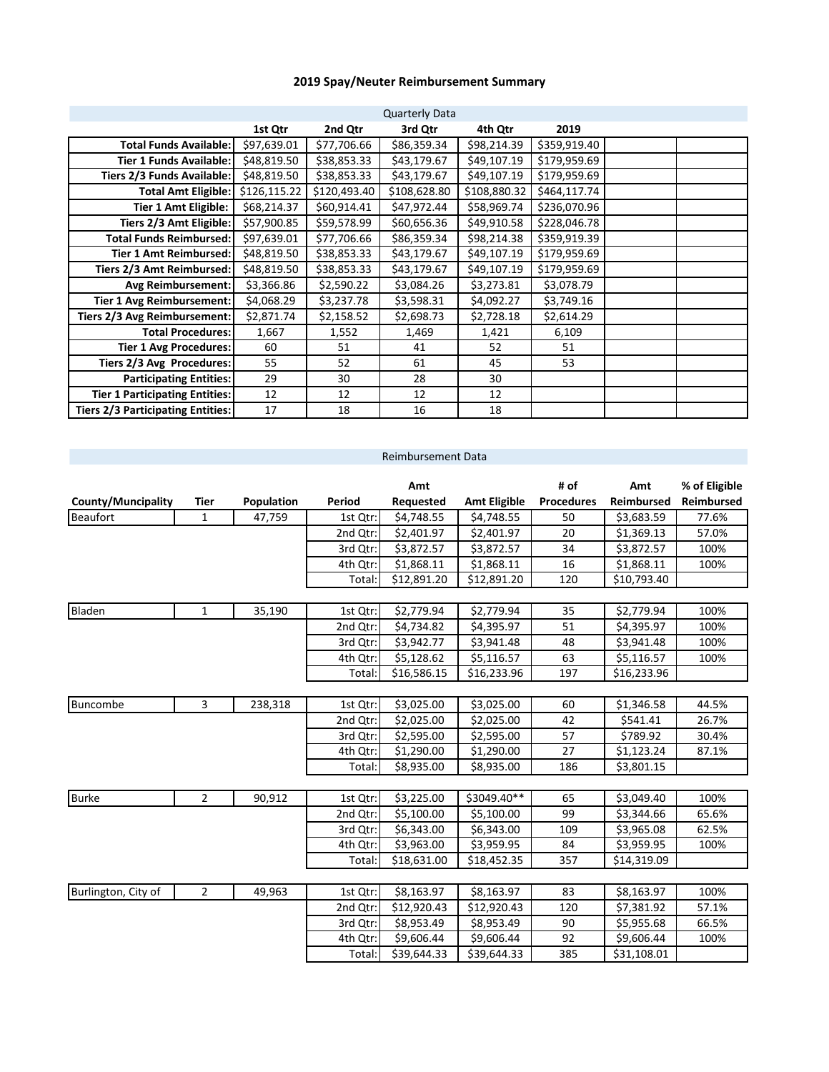## 2019 Spay/Neuter Reimbursement Summary

Quarterly Data

| | 1st Qtr | 2nd Qtr | 3rd Qtr | 4th Qtr | 2019 | | |
|---|---|---|---|---|---|---|---|
| **Total Funds Available:** | $97,639.01 | $77,706.66 | $86,359.34 | $98,214.39 | $359,919.40 | | |
| **Tier 1 Funds Available:** | $48,819.50 | $38,853.33 | $43,179.67 | $49,107.19 | $179,959.69 | | |
| **Tiers 2/3 Funds Available:** | $48,819.50 | $38,853.33 | $43,179.67 | $49,107.19 | $179,959.69 | | |
| **Total Amt Eligible:** | $126,115.22 | $120,493.40 | $108,628.80 | $108,880.32 | $464,117.74 | | |
| **Tier 1 Amt Eligible:** | $68,214.37 | $60,914.41 | $47,972.44 | $58,969.74 | $236,070.96 | | |
| **Tiers 2/3 Amt Eligible:** | $57,900.85 | $59,578.99 | $60,656.36 | $49,910.58 | $228,046.78 | | |
| **Total Funds Reimbursed:** | $97,639.01 | $77,706.66 | $86,359.34 | $98,214.38 | $359,919.39 | | |
| **Tier 1 Amt Reimbursed:** | $48,819.50 | $38,853.33 | $43,179.67 | $49,107.19 | $179,959.69 | | |
| **Tiers 2/3 Amt Reimbursed:** | $48,819.50 | $38,853.33 | $43,179.67 | $49,107.19 | $179,959.69 | | |
| **Avg Reimbursement:** | $3,366.86 | $2,590.22 | $3,084.26 | $3,273.81 | $3,078.79 | | |
| **Tier 1 Avg Reimbursement:** | $4,068.29 | $3,237.78 | $3,598.31 | $4,092.27 | $3,749.16 | | |
| **Tiers 2/3 Avg Reimbursement:** | $2,871.74 | $2,158.52 | $2,698.73 | $2,728.18 | $2,614.29 | | |
| **Total Procedures:** | 1,667 | 1,552 | 1,469 | 1,421 | 6,109 | | |
| **Tier 1 Avg Procedures:** | 60 | 51 | 41 | 52 | 51 | | |
| **Tiers 2/3 Avg Procedures:** | 55 | 52 | 61 | 45 | 53 | | |
| **Participating Entities:** | 29 | 30 | 28 | 30 | | | |
| **Tier 1 Participating Entities:** | 12 | 12 | 12 | 12 | | | |
| **Tiers 2/3 Participating Entities:** | 17 | 18 | 16 | 18 | | | |

Reimbursement Data

| County/Muncipality | Tier | Population | Period | Amt Requested | Amt Eligible | # of Procedures | Amt Reimbursed | % of Eligible Reimbursed |
|---|---|---|---|---|---|---|---|---|
| Beaufort | 1 | 47,759 | 1st Qtr: | $4,748.55 | $4,748.55 | 50 | $3,683.59 | 77.6% |
| | | | 2nd Qtr: | $2,401.97 | $2,401.97 | 20 | $1,369.13 | 57.0% |
| | | | 3rd Qtr: | $3,872.57 | $3,872.57 | 34 | $3,872.57 | 100% |
| | | | 4th Qtr: | $1,868.11 | $1,868.11 | 16 | $1,868.11 | 100% |
| | | | Total: | $12,891.20 | $12,891.20 | 120 | $10,793.40 | |
| Bladen | 1 | 35,190 | 1st Qtr: | $2,779.94 | $2,779.94 | 35 | $2,779.94 | 100% |
| | | | 2nd Qtr: | $4,734.82 | $4,395.97 | 51 | $4,395.97 | 100% |
| | | | 3rd Qtr: | $3,942.77 | $3,941.48 | 48 | $3,941.48 | 100% |
| | | | 4th Qtr: | $5,128.62 | $5,116.57 | 63 | $5,116.57 | 100% |
| | | | Total: | $16,586.15 | $16,233.96 | 197 | $16,233.96 | |
| Buncombe | 3 | 238,318 | 1st Qtr: | $3,025.00 | $3,025.00 | 60 | $1,346.58 | 44.5% |
| | | | 2nd Qtr: | $2,025.00 | $2,025.00 | 42 | $541.41 | 26.7% |
| | | | 3rd Qtr: | $2,595.00 | $2,595.00 | 57 | $789.92 | 30.4% |
| | | | 4th Qtr: | $1,290.00 | $1,290.00 | 27 | $1,123.24 | 87.1% |
| | | | Total: | $8,935.00 | $8,935.00 | 186 | $3,801.15 | |
| Burke | 2 | 90,912 | 1st Qtr: | $3,225.00 | $3049.40** | 65 | $3,049.40 | 100% |
| | | | 2nd Qtr: | $5,100.00 | $5,100.00 | 99 | $3,344.66 | 65.6% |
| | | | 3rd Qtr: | $6,343.00 | $6,343.00 | 109 | $3,965.08 | 62.5% |
| | | | 4th Qtr: | $3,963.00 | $3,959.95 | 84 | $3,959.95 | 100% |
| | | | Total: | $18,631.00 | $18,452.35 | 357 | $14,319.09 | |
| Burlington, City of | 2 | 49,963 | 1st Qtr: | $8,163.97 | $8,163.97 | 83 | $8,163.97 | 100% |
| | | | 2nd Qtr: | $12,920.43 | $12,920.43 | 120 | $7,381.92 | 57.1% |
| | | | 3rd Qtr: | $8,953.49 | $8,953.49 | 90 | $5,955.68 | 66.5% |
| | | | 4th Qtr: | $9,606.44 | $9,606.44 | 92 | $9,606.44 | 100% |
| | | | Total: | $39,644.33 | $39,644.33 | 385 | $31,108.01 | |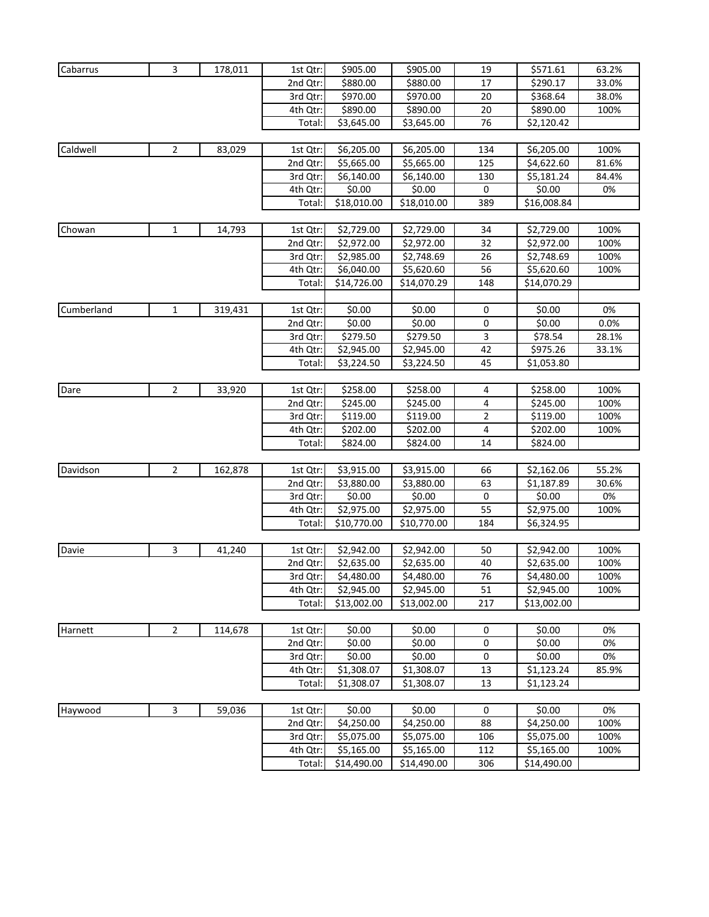| | | | | | | | | |
|---|---|---|---|---|---|---|---|---|
| Cabarrus | 3 | 178,011 | 1st Qtr: | $905.00 | $905.00 | 19 | $571.61 | 63.2% |
| | | | 2nd Qtr: | $880.00 | $880.00 | 17 | $290.17 | 33.0% |
| | | | 3rd Qtr: | $970.00 | $970.00 | 20 | $368.64 | 38.0% |
| | | | 4th Qtr: | $890.00 | $890.00 | 20 | $890.00 | 100% |
| | | | Total: | $3,645.00 | $3,645.00 | 76 | $2,120.42 | |
| Caldwell | 2 | 83,029 | 1st Qtr: | $6,205.00 | $6,205.00 | 134 | $6,205.00 | 100% |
| | | | 2nd Qtr: | $5,665.00 | $5,665.00 | 125 | $4,622.60 | 81.6% |
| | | | 3rd Qtr: | $6,140.00 | $6,140.00 | 130 | $5,181.24 | 84.4% |
| | | | 4th Qtr: | $0.00 | $0.00 | 0 | $0.00 | 0% |
| | | | Total: | $18,010.00 | $18,010.00 | 389 | $16,008.84 | |
| Chowan | 1 | 14,793 | 1st Qtr: | $2,729.00 | $2,729.00 | 34 | $2,729.00 | 100% |
| | | | 2nd Qtr: | $2,972.00 | $2,972.00 | 32 | $2,972.00 | 100% |
| | | | 3rd Qtr: | $2,985.00 | $2,748.69 | 26 | $2,748.69 | 100% |
| | | | 4th Qtr: | $6,040.00 | $5,620.60 | 56 | $5,620.60 | 100% |
| | | | Total: | $14,726.00 | $14,070.29 | 148 | $14,070.29 | |
| Cumberland | 1 | 319,431 | 1st Qtr: | $0.00 | $0.00 | 0 | $0.00 | 0% |
| | | | 2nd Qtr: | $0.00 | $0.00 | 0 | $0.00 | 0.0% |
| | | | 3rd Qtr: | $279.50 | $279.50 | 3 | $78.54 | 28.1% |
| | | | 4th Qtr: | $2,945.00 | $2,945.00 | 42 | $975.26 | 33.1% |
| | | | Total: | $3,224.50 | $3,224.50 | 45 | $1,053.80 | |
| Dare | 2 | 33,920 | 1st Qtr: | $258.00 | $258.00 | 4 | $258.00 | 100% |
| | | | 2nd Qtr: | $245.00 | $245.00 | 4 | $245.00 | 100% |
| | | | 3rd Qtr: | $119.00 | $119.00 | 2 | $119.00 | 100% |
| | | | 4th Qtr: | $202.00 | $202.00 | 4 | $202.00 | 100% |
| | | | Total: | $824.00 | $824.00 | 14 | $824.00 | |
| Davidson | 2 | 162,878 | 1st Qtr: | $3,915.00 | $3,915.00 | 66 | $2,162.06 | 55.2% |
| | | | 2nd Qtr: | $3,880.00 | $3,880.00 | 63 | $1,187.89 | 30.6% |
| | | | 3rd Qtr: | $0.00 | $0.00 | 0 | $0.00 | 0% |
| | | | 4th Qtr: | $2,975.00 | $2,975.00 | 55 | $2,975.00 | 100% |
| | | | Total: | $10,770.00 | $10,770.00 | 184 | $6,324.95 | |
| Davie | 3 | 41,240 | 1st Qtr: | $2,942.00 | $2,942.00 | 50 | $2,942.00 | 100% |
| | | | 2nd Qtr: | $2,635.00 | $2,635.00 | 40 | $2,635.00 | 100% |
| | | | 3rd Qtr: | $4,480.00 | $4,480.00 | 76 | $4,480.00 | 100% |
| | | | 4th Qtr: | $2,945.00 | $2,945.00 | 51 | $2,945.00 | 100% |
| | | | Total: | $13,002.00 | $13,002.00 | 217 | $13,002.00 | |
| Harnett | 2 | 114,678 | 1st Qtr: | $0.00 | $0.00 | 0 | $0.00 | 0% |
| | | | 2nd Qtr: | $0.00 | $0.00 | 0 | $0.00 | 0% |
| | | | 3rd Qtr: | $0.00 | $0.00 | 0 | $0.00 | 0% |
| | | | 4th Qtr: | $1,308.07 | $1,308.07 | 13 | $1,123.24 | 85.9% |
| | | | Total: | $1,308.07 | $1,308.07 | 13 | $1,123.24 | |
| Haywood | 3 | 59,036 | 1st Qtr: | $0.00 | $0.00 | 0 | $0.00 | 0% |
| | | | 2nd Qtr: | $4,250.00 | $4,250.00 | 88 | $4,250.00 | 100% |
| | | | 3rd Qtr: | $5,075.00 | $5,075.00 | 106 | $5,075.00 | 100% |
| | | | 4th Qtr: | $5,165.00 | $5,165.00 | 112 | $5,165.00 | 100% |
| | | | Total: | $14,490.00 | $14,490.00 | 306 | $14,490.00 | |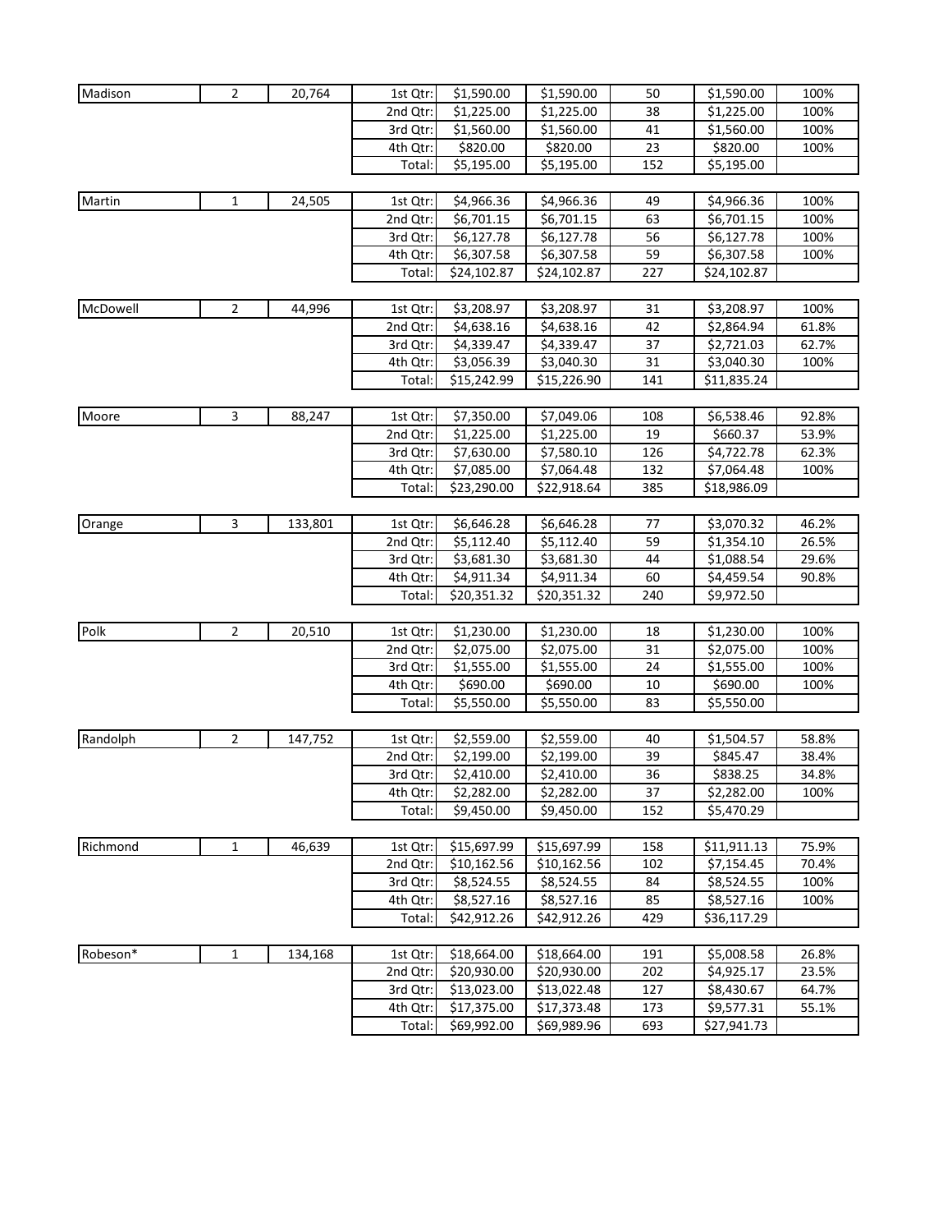| | | | | | | | | |
|---|---|---|---|---|---|---|---|---|
| Madison | 2 | 20,764 | 1st Qtr: | $1,590.00 | $1,590.00 | 50 | $1,590.00 | 100% |
| | | | 2nd Qtr: | $1,225.00 | $1,225.00 | 38 | $1,225.00 | 100% |
| | | | 3rd Qtr: | $1,560.00 | $1,560.00 | 41 | $1,560.00 | 100% |
| | | | 4th Qtr: | $820.00 | $820.00 | 23 | $820.00 | 100% |
| | | | Total: | $5,195.00 | $5,195.00 | 152 | $5,195.00 | |
| Martin | 1 | 24,505 | 1st Qtr: | $4,966.36 | $4,966.36 | 49 | $4,966.36 | 100% |
| | | | 2nd Qtr: | $6,701.15 | $6,701.15 | 63 | $6,701.15 | 100% |
| | | | 3rd Qtr: | $6,127.78 | $6,127.78 | 56 | $6,127.78 | 100% |
| | | | 4th Qtr: | $6,307.58 | $6,307.58 | 59 | $6,307.58 | 100% |
| | | | Total: | $24,102.87 | $24,102.87 | 227 | $24,102.87 | |
| McDowell | 2 | 44,996 | 1st Qtr: | $3,208.97 | $3,208.97 | 31 | $3,208.97 | 100% |
| | | | 2nd Qtr: | $4,638.16 | $4,638.16 | 42 | $2,864.94 | 61.8% |
| | | | 3rd Qtr: | $4,339.47 | $4,339.47 | 37 | $2,721.03 | 62.7% |
| | | | 4th Qtr: | $3,056.39 | $3,040.30 | 31 | $3,040.30 | 100% |
| | | | Total: | $15,242.99 | $15,226.90 | 141 | $11,835.24 | |
| Moore | 3 | 88,247 | 1st Qtr: | $7,350.00 | $7,049.06 | 108 | $6,538.46 | 92.8% |
| | | | 2nd Qtr: | $1,225.00 | $1,225.00 | 19 | $660.37 | 53.9% |
| | | | 3rd Qtr: | $7,630.00 | $7,580.10 | 126 | $4,722.78 | 62.3% |
| | | | 4th Qtr: | $7,085.00 | $7,064.48 | 132 | $7,064.48 | 100% |
| | | | Total: | $23,290.00 | $22,918.64 | 385 | $18,986.09 | |
| Orange | 3 | 133,801 | 1st Qtr: | $6,646.28 | $6,646.28 | 77 | $3,070.32 | 46.2% |
| | | | 2nd Qtr: | $5,112.40 | $5,112.40 | 59 | $1,354.10 | 26.5% |
| | | | 3rd Qtr: | $3,681.30 | $3,681.30 | 44 | $1,088.54 | 29.6% |
| | | | 4th Qtr: | $4,911.34 | $4,911.34 | 60 | $4,459.54 | 90.8% |
| | | | Total: | $20,351.32 | $20,351.32 | 240 | $9,972.50 | |
| Polk | 2 | 20,510 | 1st Qtr: | $1,230.00 | $1,230.00 | 18 | $1,230.00 | 100% |
| | | | 2nd Qtr: | $2,075.00 | $2,075.00 | 31 | $2,075.00 | 100% |
| | | | 3rd Qtr: | $1,555.00 | $1,555.00 | 24 | $1,555.00 | 100% |
| | | | 4th Qtr: | $690.00 | $690.00 | 10 | $690.00 | 100% |
| | | | Total: | $5,550.00 | $5,550.00 | 83 | $5,550.00 | |
| Randolph | 2 | 147,752 | 1st Qtr: | $2,559.00 | $2,559.00 | 40 | $1,504.57 | 58.8% |
| | | | 2nd Qtr: | $2,199.00 | $2,199.00 | 39 | $845.47 | 38.4% |
| | | | 3rd Qtr: | $2,410.00 | $2,410.00 | 36 | $838.25 | 34.8% |
| | | | 4th Qtr: | $2,282.00 | $2,282.00 | 37 | $2,282.00 | 100% |
| | | | Total: | $9,450.00 | $9,450.00 | 152 | $5,470.29 | |
| Richmond | 1 | 46,639 | 1st Qtr: | $15,697.99 | $15,697.99 | 158 | $11,911.13 | 75.9% |
| | | | 2nd Qtr: | $10,162.56 | $10,162.56 | 102 | $7,154.45 | 70.4% |
| | | | 3rd Qtr: | $8,524.55 | $8,524.55 | 84 | $8,524.55 | 100% |
| | | | 4th Qtr: | $8,527.16 | $8,527.16 | 85 | $8,527.16 | 100% |
| | | | Total: | $42,912.26 | $42,912.26 | 429 | $36,117.29 | |
| Robeson* | 1 | 134,168 | 1st Qtr: | $18,664.00 | $18,664.00 | 191 | $5,008.58 | 26.8% |
| | | | 2nd Qtr: | $20,930.00 | $20,930.00 | 202 | $4,925.17 | 23.5% |
| | | | 3rd Qtr: | $13,023.00 | $13,022.48 | 127 | $8,430.67 | 64.7% |
| | | | 4th Qtr: | $17,375.00 | $17,373.48 | 173 | $9,577.31 | 55.1% |
| | | | Total: | $69,992.00 | $69,989.96 | 693 | $27,941.73 | |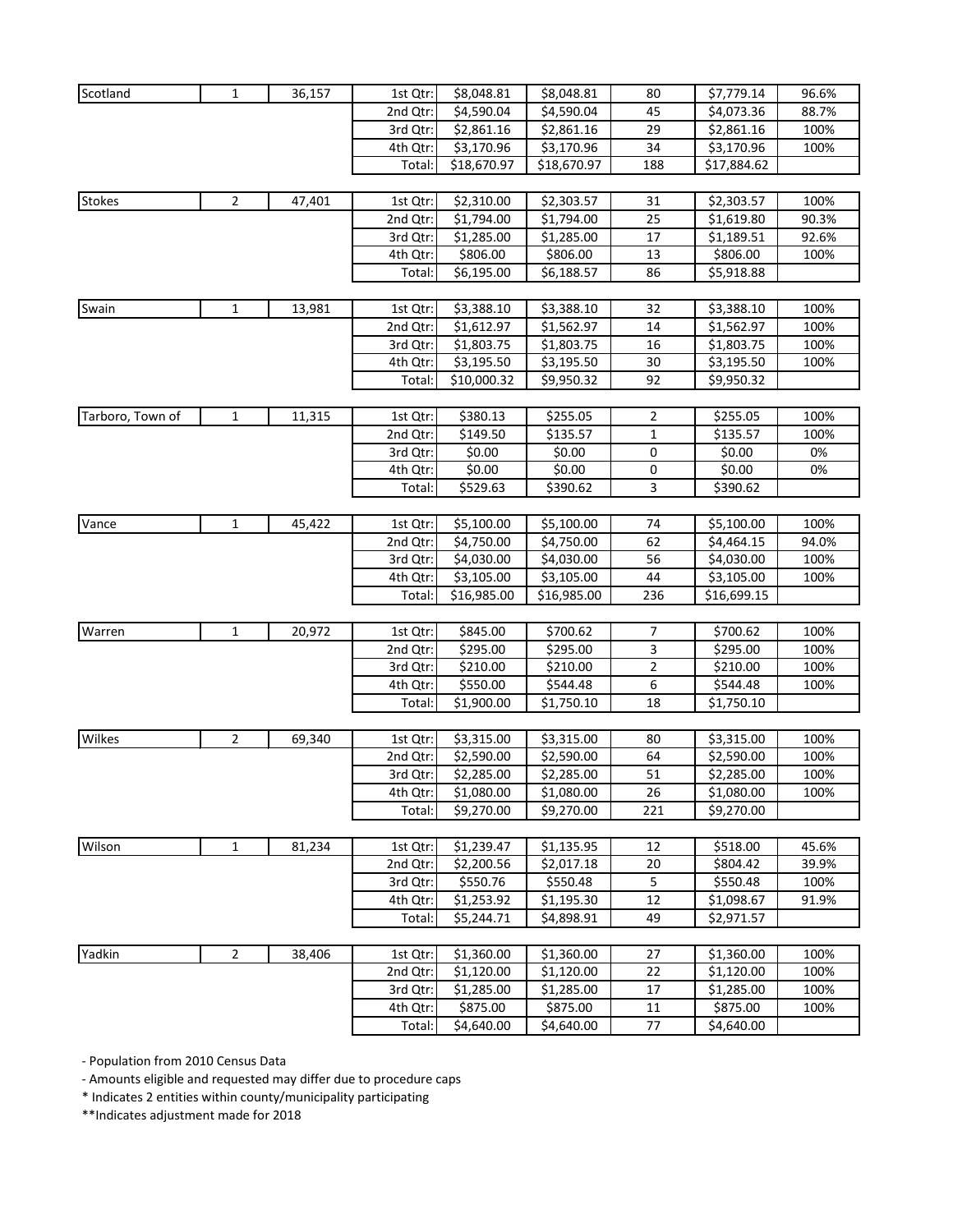| | | | | | | | | |
|---|---|---|---|---|---|---|---|---|
| Scotland | 1 | 36,157 | 1st Qtr: | $8,048.81 | $8,048.81 | 80 | $7,779.14 | 96.6% |
| | | | 2nd Qtr: | $4,590.04 | $4,590.04 | 45 | $4,073.36 | 88.7% |
| | | | 3rd Qtr: | $2,861.16 | $2,861.16 | 29 | $2,861.16 | 100% |
| | | | 4th Qtr: | $3,170.96 | $3,170.96 | 34 | $3,170.96 | 100% |
| | | | Total: | $18,670.97 | $18,670.97 | 188 | $17,884.62 | |
| Stokes | 2 | 47,401 | 1st Qtr: | $2,310.00 | $2,303.57 | 31 | $2,303.57 | 100% |
| | | | 2nd Qtr: | $1,794.00 | $1,794.00 | 25 | $1,619.80 | 90.3% |
| | | | 3rd Qtr: | $1,285.00 | $1,285.00 | 17 | $1,189.51 | 92.6% |
| | | | 4th Qtr: | $806.00 | $806.00 | 13 | $806.00 | 100% |
| | | | Total: | $6,195.00 | $6,188.57 | 86 | $5,918.88 | |
| Swain | 1 | 13,981 | 1st Qtr: | $3,388.10 | $3,388.10 | 32 | $3,388.10 | 100% |
| | | | 2nd Qtr: | $1,612.97 | $1,562.97 | 14 | $1,562.97 | 100% |
| | | | 3rd Qtr: | $1,803.75 | $1,803.75 | 16 | $1,803.75 | 100% |
| | | | 4th Qtr: | $3,195.50 | $3,195.50 | 30 | $3,195.50 | 100% |
| | | | Total: | $10,000.32 | $9,950.32 | 92 | $9,950.32 | |
| Tarboro, Town of | 1 | 11,315 | 1st Qtr: | $380.13 | $255.05 | 2 | $255.05 | 100% |
| | | | 2nd Qtr: | $149.50 | $135.57 | 1 | $135.57 | 100% |
| | | | 3rd Qtr: | $0.00 | $0.00 | 0 | $0.00 | 0% |
| | | | 4th Qtr: | $0.00 | $0.00 | 0 | $0.00 | 0% |
| | | | Total: | $529.63 | $390.62 | 3 | $390.62 | |
| Vance | 1 | 45,422 | 1st Qtr: | $5,100.00 | $5,100.00 | 74 | $5,100.00 | 100% |
| | | | 2nd Qtr: | $4,750.00 | $4,750.00 | 62 | $4,464.15 | 94.0% |
| | | | 3rd Qtr: | $4,030.00 | $4,030.00 | 56 | $4,030.00 | 100% |
| | | | 4th Qtr: | $3,105.00 | $3,105.00 | 44 | $3,105.00 | 100% |
| | | | Total: | $16,985.00 | $16,985.00 | 236 | $16,699.15 | |
| Warren | 1 | 20,972 | 1st Qtr: | $845.00 | $700.62 | 7 | $700.62 | 100% |
| | | | 2nd Qtr: | $295.00 | $295.00 | 3 | $295.00 | 100% |
| | | | 3rd Qtr: | $210.00 | $210.00 | 2 | $210.00 | 100% |
| | | | 4th Qtr: | $550.00 | $544.48 | 6 | $544.48 | 100% |
| | | | Total: | $1,900.00 | $1,750.10 | 18 | $1,750.10 | |
| Wilkes | 2 | 69,340 | 1st Qtr: | $3,315.00 | $3,315.00 | 80 | $3,315.00 | 100% |
| | | | 2nd Qtr: | $2,590.00 | $2,590.00 | 64 | $2,590.00 | 100% |
| | | | 3rd Qtr: | $2,285.00 | $2,285.00 | 51 | $2,285.00 | 100% |
| | | | 4th Qtr: | $1,080.00 | $1,080.00 | 26 | $1,080.00 | 100% |
| | | | Total: | $9,270.00 | $9,270.00 | 221 | $9,270.00 | |
| Wilson | 1 | 81,234 | 1st Qtr: | $1,239.47 | $1,135.95 | 12 | $518.00 | 45.6% |
| | | | 2nd Qtr: | $2,200.56 | $2,017.18 | 20 | $804.42 | 39.9% |
| | | | 3rd Qtr: | $550.76 | $550.48 | 5 | $550.48 | 100% |
| | | | 4th Qtr: | $1,253.92 | $1,195.30 | 12 | $1,098.67 | 91.9% |
| | | | Total: | $5,244.71 | $4,898.91 | 49 | $2,971.57 | |
| Yadkin | 2 | 38,406 | 1st Qtr: | $1,360.00 | $1,360.00 | 27 | $1,360.00 | 100% |
| | | | 2nd Qtr: | $1,120.00 | $1,120.00 | 22 | $1,120.00 | 100% |
| | | | 3rd Qtr: | $1,285.00 | $1,285.00 | 17 | $1,285.00 | 100% |
| | | | 4th Qtr: | $875.00 | $875.00 | 11 | $875.00 | 100% |
| | | | Total: | $4,640.00 | $4,640.00 | 77 | $4,640.00 | |

- Population from 2010 Census Data
- Amounts eligible and requested may differ due to procedure caps

\* Indicates 2 entities within county/municipality participating

\*\*Indicates adjustment made for 2018